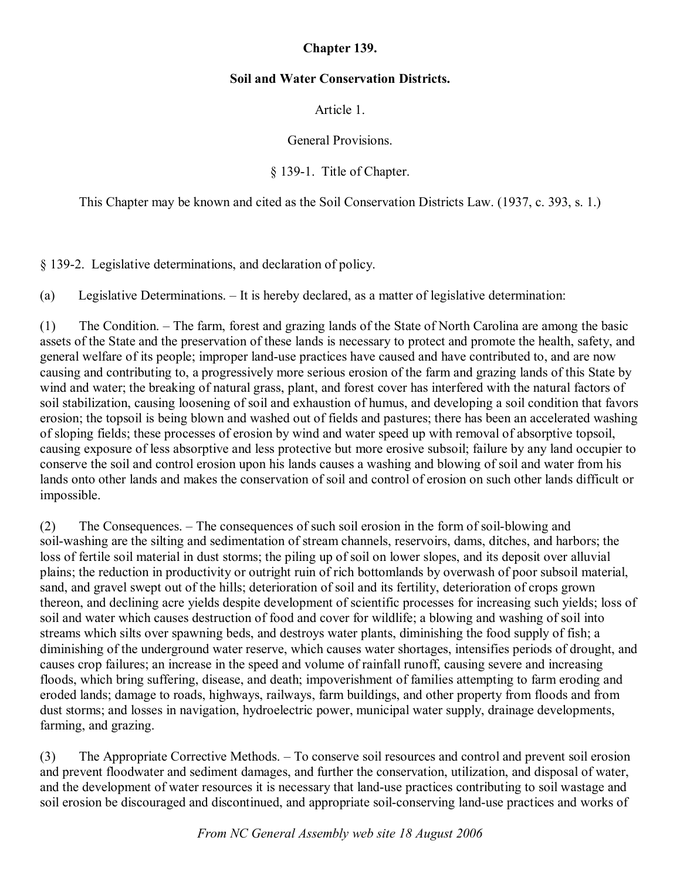# Chapter 139.

## Soil and Water Conservation Districts.

Article 1.

General Provisions.

§ 139-1. Title of Chapter.

This Chapter may be known and cited as the Soil Conservation Districts Law. (1937, c. 393, s. 1.)

§ 139-2. Legislative determinations, and declaration of policy.

(a) Legislative Determinations. – It is hereby declared, as a matter of legislative determination:

(1) The Condition. – The farm, forest and grazing lands of the State of North Carolina are among the basic assets of the State and the preservation of these lands is necessary to protect and promote the health, safety, and general welfare of its people; improper land-use practices have caused and have contributed to, and are now causing and contributing to, a progressively more serious erosion of the farm and grazing lands of this State by wind and water; the breaking of natural grass, plant, and forest cover has interfered with the natural factors of soil stabilization, causing loosening of soil and exhaustion of humus, and developing a soil condition that favors erosion; the topsoil is being blown and washed out of fields and pastures; there has been an accelerated washing of sloping fields; these processes of erosion by wind and water speed up with removal of absorptive topsoil, causing exposure of less absorptive and less protective but more erosive subsoil; failure by any land occupier to conserve the soil and control erosion upon his lands causes a washing and blowing of soil and water from his lands onto other lands and makes the conservation of soil and control of erosion on such other lands difficult or impossible.

(2) The Consequences. – The consequences of such soil erosion in the form of soil-blowing and soil-washing are the silting and sedimentation of stream channels, reservoirs, dams, ditches, and harbors; the loss of fertile soil material in dust storms; the piling up of soil on lower slopes, and its deposit over alluvial plains; the reduction in productivity or outright ruin of rich bottomlands by overwash of poor subsoil material, sand, and gravel swept out of the hills; deterioration of soil and its fertility, deterioration of crops grown thereon, and declining acre yields despite development of scientific processes for increasing such yields; loss of soil and water which causes destruction of food and cover for wildlife; a blowing and washing of soil into streams which silts over spawning beds, and destroys water plants, diminishing the food supply of fish; a diminishing of the underground water reserve, which causes water shortages, intensifies periods of drought, and causes crop failures; an increase in the speed and volume of rainfall runoff, causing severe and increasing floods, which bring suffering, disease, and death; impoverishment of families attempting to farm eroding and eroded lands; damage to roads, highways, railways, farm buildings, and other property from floods and from dust storms; and losses in navigation, hydroelectric power, municipal water supply, drainage developments, farming, and grazing.

(3) The Appropriate Corrective Methods. – To conserve soil resources and control and prevent soil erosion and prevent floodwater and sediment damages, and further the conservation, utilization, and disposal of water, and the development of water resources it is necessary that land-use practices contributing to soil wastage and soil erosion be discouraged and discontinued, and appropriate soil-conserving land-use practices and works of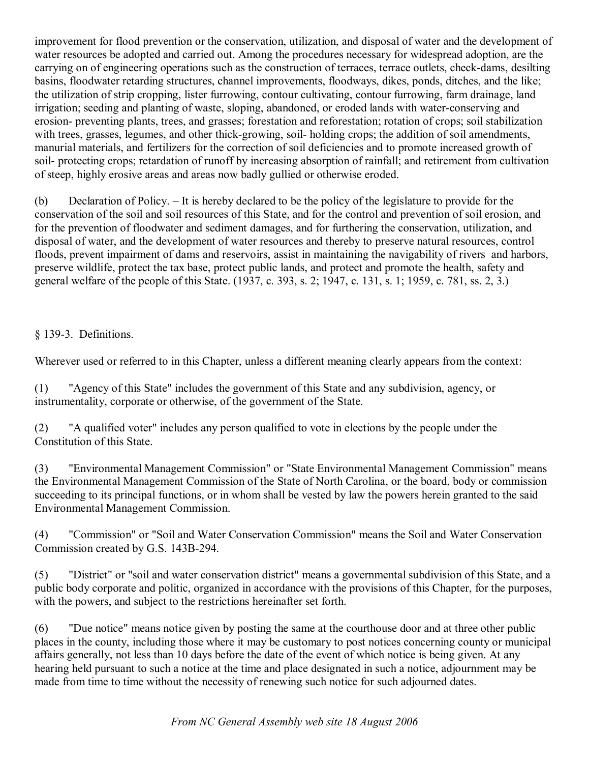improvement for flood prevention or the conservation, utilization, and disposal of water and the development of water resources be adopted and carried out. Among the procedures necessary for widespread adoption, are the carrying on of engineering operations such as the construction of terraces, terrace outlets, check-dams, desilting basins, floodwater retarding structures, channel improvements, floodways, dikes, ponds, ditches, and the like; the utilization of strip cropping, lister furrowing, contour cultivating, contour furrowing, farm drainage, land irrigation; seeding and planting of waste, sloping, abandoned, or eroded lands with water-conserving and erosion- preventing plants, trees, and grasses; forestation and reforestation; rotation of crops; soil stabilization with trees, grasses, legumes, and other thick-growing, soil- holding crops; the addition of soil amendments, manurial materials, and fertilizers for the correction of soil deficiencies and to promote increased growth of soil- protecting crops; retardation of runoff by increasing absorption of rainfall; and retirement from cultivation of steep, highly erosive areas and areas now badly gullied or otherwise eroded.

(b) Declaration of Policy. – It is hereby declared to be the policy of the legislature to provide for the conservation of the soil and soil resources of this State, and for the control and prevention of soil erosion, and for the prevention of floodwater and sediment damages, and for furthering the conservation, utilization, and disposal of water, and the development of water resources and thereby to preserve natural resources, control floods, prevent impairment of dams and reservoirs, assist in maintaining the navigability of rivers and harbors, preserve wildlife, protect the tax base, protect public lands, and protect and promote the health, safety and general welfare of the people of this State. (1937, c. 393, s. 2; 1947, c. 131, s. 1; 1959, c. 781, ss. 2, 3.)

§ 139-3. Definitions.

Wherever used or referred to in this Chapter, unless a different meaning clearly appears from the context:

(1) "Agency of this State" includes the government of this State and any subdivision, agency, or instrumentality, corporate or otherwise, of the government of the State.

(2) "A qualified voter" includes any person qualified to vote in elections by the people under the Constitution of this State.

(3) "Environmental Management Commission" or "State Environmental Management Commission" means the Environmental Management Commission of the State of North Carolina, or the board, body or commission succeeding to its principal functions, or in whom shall be vested by law the powers herein granted to the said Environmental Management Commission.

(4) "Commission" or "Soil and Water Conservation Commission" means the Soil and Water Conservation Commission created by G.S. 143B-294.

(5) "District" or "soil and water conservation district" means a governmental subdivision of this State, and a public body corporate and politic, organized in accordance with the provisions of this Chapter, for the purposes, with the powers, and subject to the restrictions hereinafter set forth.

(6) "Due notice" means notice given by posting the same at the courthouse door and at three other public places in the county, including those where it may be customary to post notices concerning county or municipal affairs generally, not less than 10 days before the date of the event of which notice is being given. At any hearing held pursuant to such a notice at the time and place designated in such a notice, adjournment may be made from time to time without the necessity of renewing such notice for such adjourned dates.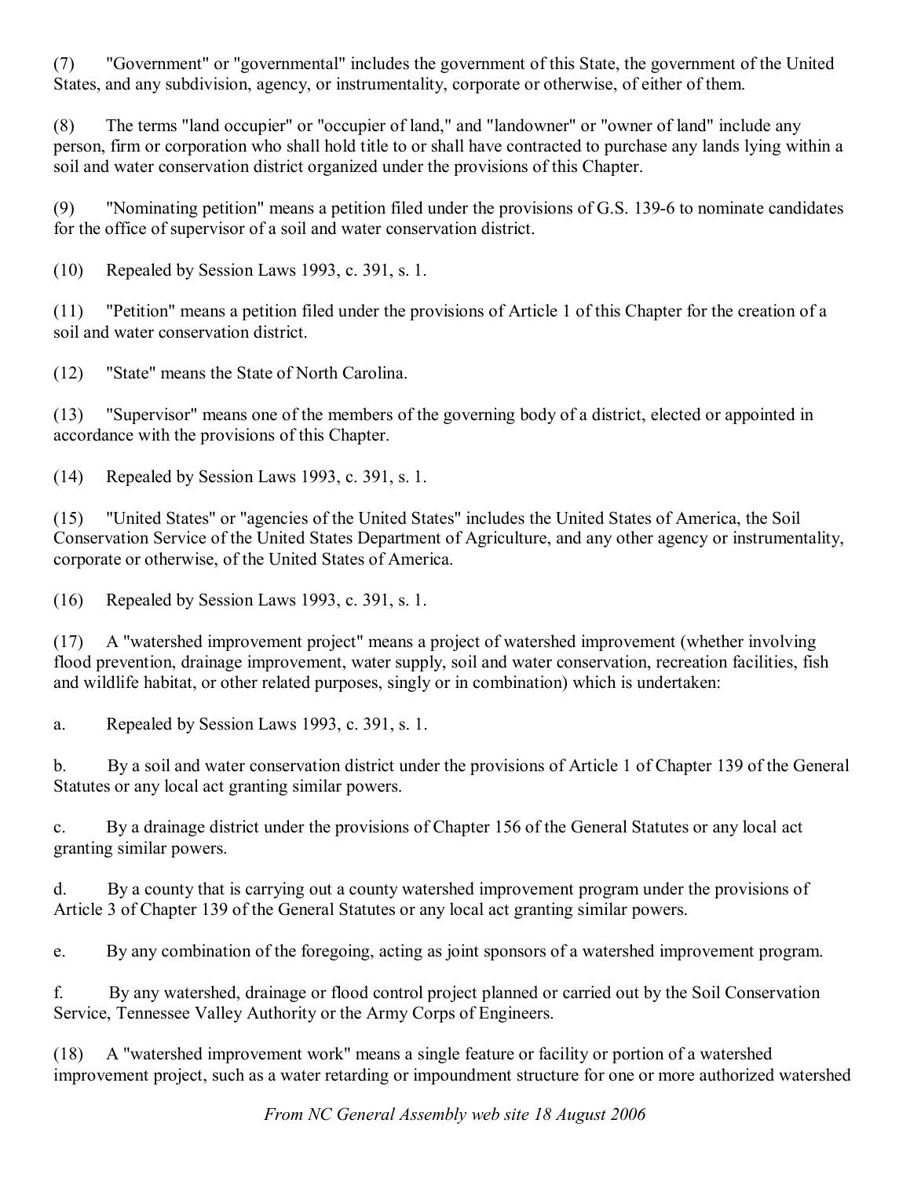(7) "Government" or "governmental" includes the government of this State, the government of the United States, and any subdivision, agency, or instrumentality, corporate or otherwise, of either of them.

(8) The terms "land occupier" or "occupier of land," and "landowner" or "owner of land" include any person, firm or corporation who shall hold title to or shall have contracted to purchase any lands lying within a soil and water conservation district organized under the provisions of this Chapter.

(9) "Nominating petition" means a petition filed under the provisions of G.S. 139-6 to nominate candidates for the office of supervisor of a soil and water conservation district.

(10) Repealed by Session Laws 1993, c. 391, s. 1.

(11) "Petition" means a petition filed under the provisions of Article 1 of this Chapter for the creation of a soil and water conservation district.

(12) "State" means the State of North Carolina.

(13) "Supervisor" means one of the members of the governing body of a district, elected or appointed in accordance with the provisions of this Chapter.

(14) Repealed by Session Laws 1993, c. 391, s. 1.

(15) "United States" or "agencies of the United States" includes the United States of America, the Soil Conservation Service of the United States Department of Agriculture, and any other agency or instrumentality, corporate or otherwise, of the United States of America.

(16) Repealed by Session Laws 1993, c. 391, s. 1.

(17) A "watershed improvement project" means a project of watershed improvement (whether involving flood prevention, drainage improvement, water supply, soil and water conservation, recreation facilities, fish and wildlife habitat, or other related purposes, singly or in combination) which is undertaken:

a. Repealed by Session Laws 1993, c. 391, s. 1.

b. By a soil and water conservation district under the provisions of Article 1 of Chapter 139 of the General Statutes or any local act granting similar powers.

c. By a drainage district under the provisions of Chapter 156 of the General Statutes or any local act granting similar powers.

d. By a county that is carrying out a county watershed improvement program under the provisions of Article 3 of Chapter 139 of the General Statutes or any local act granting similar powers.

e. By any combination of the foregoing, acting as joint sponsors of a watershed improvement program.

f. By any watershed, drainage or flood control project planned or carried out by the Soil Conservation Service, Tennessee Valley Authority or the Army Corps of Engineers.

(18) A "watershed improvement work" means a single feature or facility or portion of a watershed improvement project, such as a water retarding or impoundment structure for one or more authorized watershed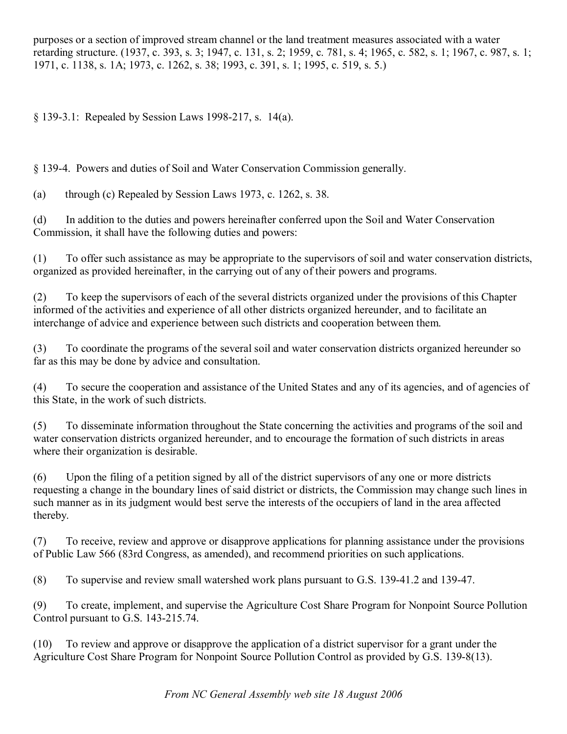purposes or a section of improved stream channel or the land treatment measures associated with a water retarding structure. (1937, c. 393, s. 3; 1947, c. 131, s. 2; 1959, c. 781, s. 4; 1965, c. 582, s. 1; 1967, c. 987, s. 1; 1971, c. 1138, s. 1A; 1973, c. 1262, s. 38; 1993, c. 391, s. 1; 1995, c. 519, s. 5.)

§ 139-3.1: Repealed by Session Laws 1998-217, s. 14(a).

§ 139-4. Powers and duties of Soil and Water Conservation Commission generally.

(a) through (c) Repealed by Session Laws 1973, c. 1262, s. 38.

(d) In addition to the duties and powers hereinafter conferred upon the Soil and Water Conservation Commission, it shall have the following duties and powers:

(1) To offer such assistance as may be appropriate to the supervisors of soil and water conservation districts, organized as provided hereinafter, in the carrying out of any of their powers and programs.

(2) To keep the supervisors of each of the several districts organized under the provisions of this Chapter informed of the activities and experience of all other districts organized hereunder, and to facilitate an interchange of advice and experience between such districts and cooperation between them.

(3) To coordinate the programs of the several soil and water conservation districts organized hereunder so far as this may be done by advice and consultation.

(4) To secure the cooperation and assistance of the United States and any of its agencies, and of agencies of this State, in the work of such districts.

(5) To disseminate information throughout the State concerning the activities and programs of the soil and water conservation districts organized hereunder, and to encourage the formation of such districts in areas where their organization is desirable.

(6) Upon the filing of a petition signed by all of the district supervisors of any one or more districts requesting a change in the boundary lines of said district or districts, the Commission may change such lines in such manner as in its judgment would best serve the interests of the occupiers of land in the area affected thereby.

(7) To receive, review and approve or disapprove applications for planning assistance under the provisions of Public Law 566 (83rd Congress, as amended), and recommend priorities on such applications.

(8) To supervise and review small watershed work plans pursuant to G.S. 139-41.2 and 139-47.

(9) To create, implement, and supervise the Agriculture Cost Share Program for Nonpoint Source Pollution Control pursuant to G.S. 143-215.74.

(10) To review and approve or disapprove the application of a district supervisor for a grant under the Agriculture Cost Share Program for Nonpoint Source Pollution Control as provided by G.S. 139-8(13).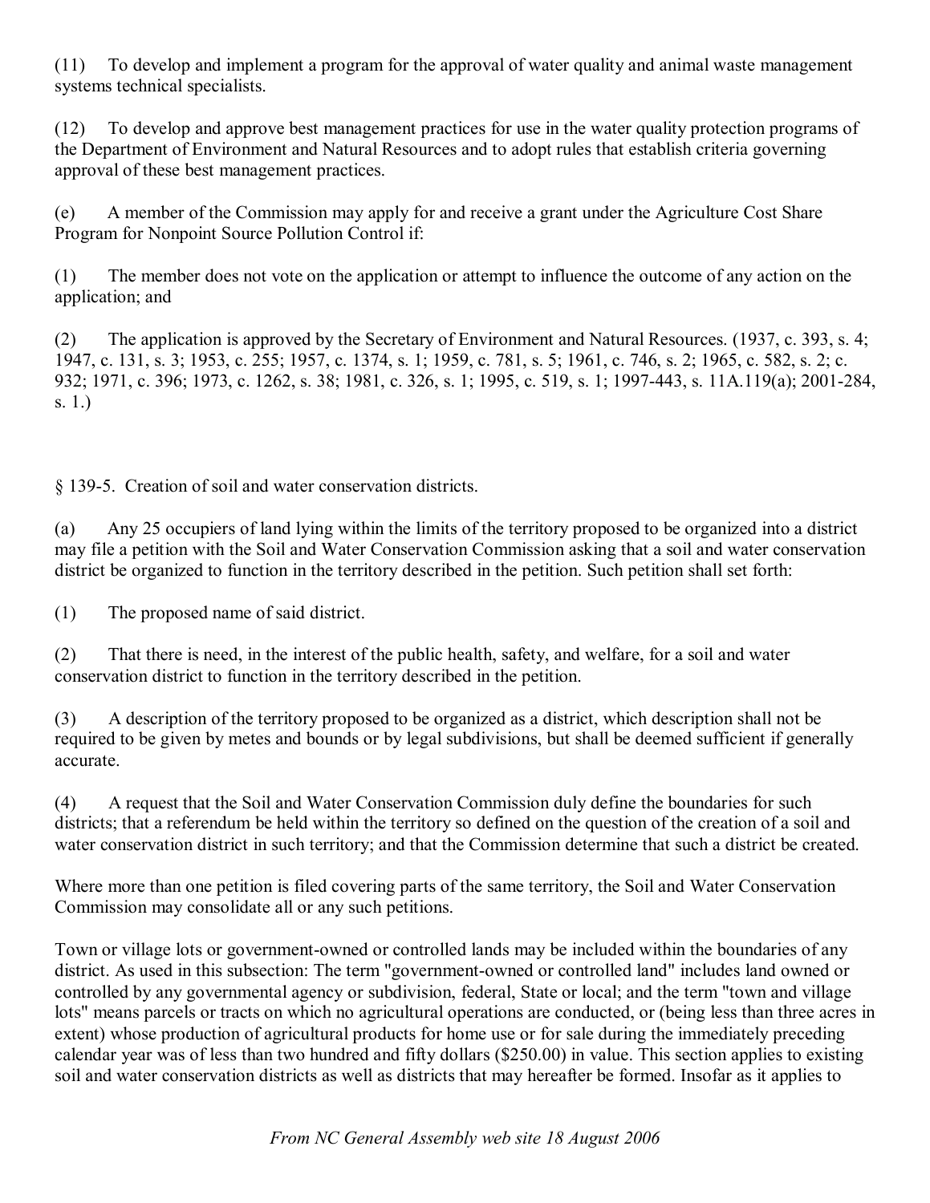(11) To develop and implement a program for the approval of water quality and animal waste management systems technical specialists.

(12) To develop and approve best management practices for use in the water quality protection programs of the Department of Environment and Natural Resources and to adopt rules that establish criteria governing approval of these best management practices.

(e) A member of the Commission may apply for and receive a grant under the Agriculture Cost Share Program for Nonpoint Source Pollution Control if:

(1) The member does not vote on the application or attempt to influence the outcome of any action on the application; and

(2) The application is approved by the Secretary of Environment and Natural Resources. (1937, c. 393, s. 4; 1947, c. 131, s. 3; 1953, c. 255; 1957, c. 1374, s. 1; 1959, c. 781, s. 5; 1961, c. 746, s. 2; 1965, c. 582, s. 2; c. 932; 1971, c. 396; 1973, c. 1262, s. 38; 1981, c. 326, s. 1; 1995, c. 519, s. 1; 1997-443, s. 11A.119(a); 2001-284, s. 1.)

## § 139-5. Creation of soil and water conservation districts.

(a) Any 25 occupiers of land lying within the limits of the territory proposed to be organized into a district may file a petition with the Soil and Water Conservation Commission asking that a soil and water conservation district be organized to function in the territory described in the petition. Such petition shall set forth:

(1) The proposed name of said district.

(2) That there is need, in the interest of the public health, safety, and welfare, for a soil and water conservation district to function in the territory described in the petition.

(3) A description of the territory proposed to be organized as a district, which description shall not be required to be given by metes and bounds or by legal subdivisions, but shall be deemed sufficient if generally accurate.

(4) A request that the Soil and Water Conservation Commission duly define the boundaries for such districts; that a referendum be held within the territory so defined on the question of the creation of a soil and water conservation district in such territory; and that the Commission determine that such a district be created.

Where more than one petition is filed covering parts of the same territory, the Soil and Water Conservation Commission may consolidate all or any such petitions.

Town or village lots or government-owned or controlled lands may be included within the boundaries of any district. As used in this subsection: The term "government-owned or controlled land" includes land owned or controlled by any governmental agency or subdivision, federal, State or local; and the term "town and village lots" means parcels or tracts on which no agricultural operations are conducted, or (being less than three acres in extent) whose production of agricultural products for home use or for sale during the immediately preceding calendar year was of less than two hundred and fifty dollars ($250.00) in value. This section applies to existing soil and water conservation districts as well as districts that may hereafter be formed. Insofar as it applies to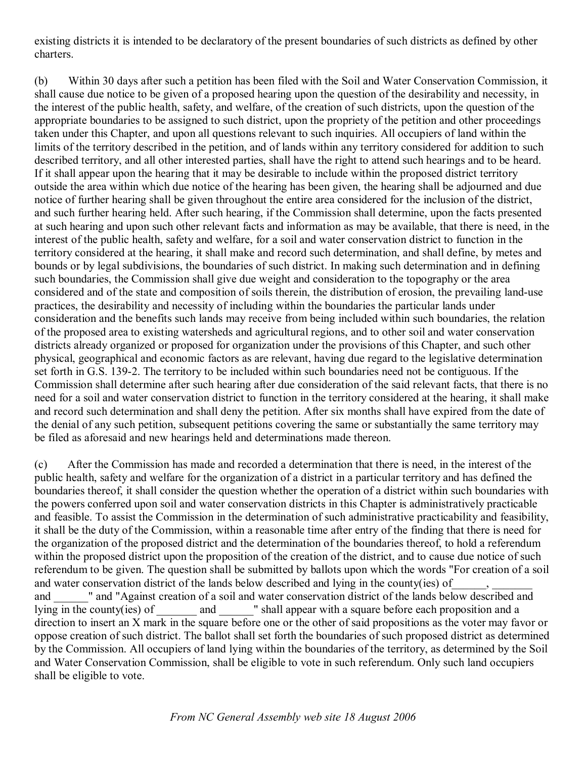existing districts it is intended to be declaratory of the present boundaries of such districts as defined by other charters.

(b) Within 30 days after such a petition has been filed with the Soil and Water Conservation Commission, it shall cause due notice to be given of a proposed hearing upon the question of the desirability and necessity, in the interest of the public health, safety, and welfare, of the creation of such districts, upon the question of the appropriate boundaries to be assigned to such district, upon the propriety of the petition and other proceedings taken under this Chapter, and upon all questions relevant to such inquiries. All occupiers of land within the limits of the territory described in the petition, and of lands within any territory considered for addition to such described territory, and all other interested parties, shall have the right to attend such hearings and to be heard. If it shall appear upon the hearing that it may be desirable to include within the proposed district territory outside the area within which due notice of the hearing has been given, the hearing shall be adjourned and due notice of further hearing shall be given throughout the entire area considered for the inclusion of the district, and such further hearing held. After such hearing, if the Commission shall determine, upon the facts presented at such hearing and upon such other relevant facts and information as may be available, that there is need, in the interest of the public health, safety and welfare, for a soil and water conservation district to function in the territory considered at the hearing, it shall make and record such determination, and shall define, by metes and bounds or by legal subdivisions, the boundaries of such district. In making such determination and in defining such boundaries, the Commission shall give due weight and consideration to the topography or the area considered and of the state and composition of soils therein, the distribution of erosion, the prevailing land-use practices, the desirability and necessity of including within the boundaries the particular lands under consideration and the benefits such lands may receive from being included within such boundaries, the relation of the proposed area to existing watersheds and agricultural regions, and to other soil and water conservation districts already organized or proposed for organization under the provisions of this Chapter, and such other physical, geographical and economic factors as are relevant, having due regard to the legislative determination set forth in G.S. 139-2. The territory to be included within such boundaries need not be contiguous. If the Commission shall determine after such hearing after due consideration of the said relevant facts, that there is no need for a soil and water conservation district to function in the territory considered at the hearing, it shall make and record such determination and shall deny the petition. After six months shall have expired from the date of the denial of any such petition, subsequent petitions covering the same or substantially the same territory may be filed as aforesaid and new hearings held and determinations made thereon.

(c) After the Commission has made and recorded a determination that there is need, in the interest of the public health, safety and welfare for the organization of a district in a particular territory and has defined the boundaries thereof, it shall consider the question whether the operation of a district within such boundaries with the powers conferred upon soil and water conservation districts in this Chapter is administratively practicable and feasible. To assist the Commission in the determination of such administrative practicability and feasibility, it shall be the duty of the Commission, within a reasonable time after entry of the finding that there is need for the organization of the proposed district and the determination of the boundaries thereof, to hold a referendum within the proposed district upon the proposition of the creation of the district, and to cause due notice of such referendum to be given. The question shall be submitted by ballots upon which the words "For creation of a soil and water conservation district of the lands below described and lying in the county(ies) of______, _______ and ______" and "Against creation of a soil and water conservation district of the lands below described and lying in the county(ies) of _______ and ______" shall appear with a square before each proposition and a direction to insert an X mark in the square before one or the other of said propositions as the voter may favor or oppose creation of such district. The ballot shall set forth the boundaries of such proposed district as determined by the Commission. All occupiers of land lying within the boundaries of the territory, as determined by the Soil and Water Conservation Commission, shall be eligible to vote in such referendum. Only such land occupiers shall be eligible to vote.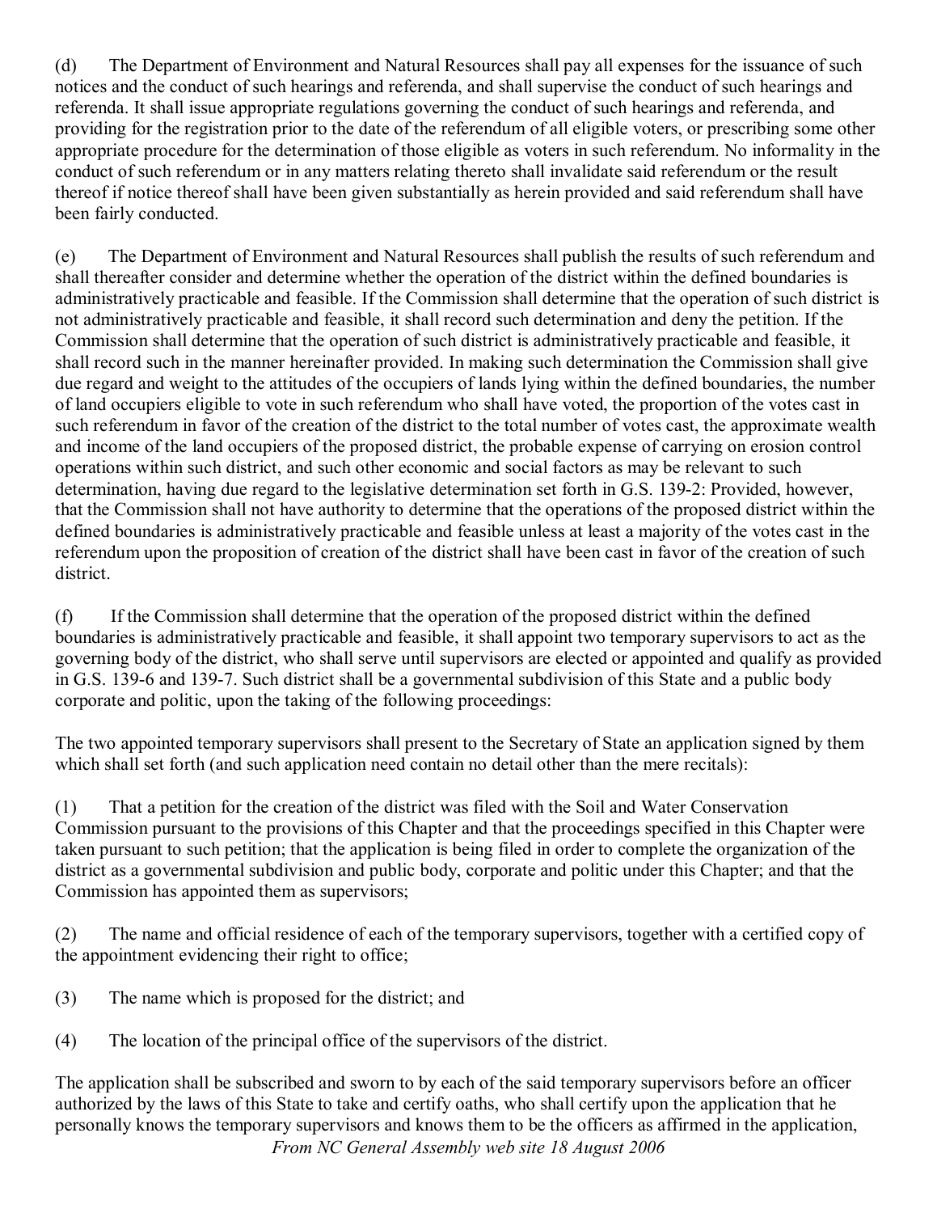(d) The Department of Environment and Natural Resources shall pay all expenses for the issuance of such notices and the conduct of such hearings and referenda, and shall supervise the conduct of such hearings and referenda. It shall issue appropriate regulations governing the conduct of such hearings and referenda, and providing for the registration prior to the date of the referendum of all eligible voters, or prescribing some other appropriate procedure for the determination of those eligible as voters in such referendum. No informality in the conduct of such referendum or in any matters relating thereto shall invalidate said referendum or the result thereof if notice thereof shall have been given substantially as herein provided and said referendum shall have been fairly conducted.

(e) The Department of Environment and Natural Resources shall publish the results of such referendum and shall thereafter consider and determine whether the operation of the district within the defined boundaries is administratively practicable and feasible. If the Commission shall determine that the operation of such district is not administratively practicable and feasible, it shall record such determination and deny the petition. If the Commission shall determine that the operation of such district is administratively practicable and feasible, it shall record such in the manner hereinafter provided. In making such determination the Commission shall give due regard and weight to the attitudes of the occupiers of lands lying within the defined boundaries, the number of land occupiers eligible to vote in such referendum who shall have voted, the proportion of the votes cast in such referendum in favor of the creation of the district to the total number of votes cast, the approximate wealth and income of the land occupiers of the proposed district, the probable expense of carrying on erosion control operations within such district, and such other economic and social factors as may be relevant to such determination, having due regard to the legislative determination set forth in G.S. 139-2: Provided, however, that the Commission shall not have authority to determine that the operations of the proposed district within the defined boundaries is administratively practicable and feasible unless at least a majority of the votes cast in the referendum upon the proposition of creation of the district shall have been cast in favor of the creation of such district.

(f) If the Commission shall determine that the operation of the proposed district within the defined boundaries is administratively practicable and feasible, it shall appoint two temporary supervisors to act as the governing body of the district, who shall serve until supervisors are elected or appointed and qualify as provided in G.S. 139-6 and 139-7. Such district shall be a governmental subdivision of this State and a public body corporate and politic, upon the taking of the following proceedings:

The two appointed temporary supervisors shall present to the Secretary of State an application signed by them which shall set forth (and such application need contain no detail other than the mere recitals):

(1) That a petition for the creation of the district was filed with the Soil and Water Conservation Commission pursuant to the provisions of this Chapter and that the proceedings specified in this Chapter were taken pursuant to such petition; that the application is being filed in order to complete the organization of the district as a governmental subdivision and public body, corporate and politic under this Chapter; and that the Commission has appointed them as supervisors;

(2) The name and official residence of each of the temporary supervisors, together with a certified copy of the appointment evidencing their right to office;

(3) The name which is proposed for the district; and

(4) The location of the principal office of the supervisors of the district.

The application shall be subscribed and sworn to by each of the said temporary supervisors before an officer authorized by the laws of this State to take and certify oaths, who shall certify upon the application that he personally knows the temporary supervisors and knows them to be the officers as affirmed in the application,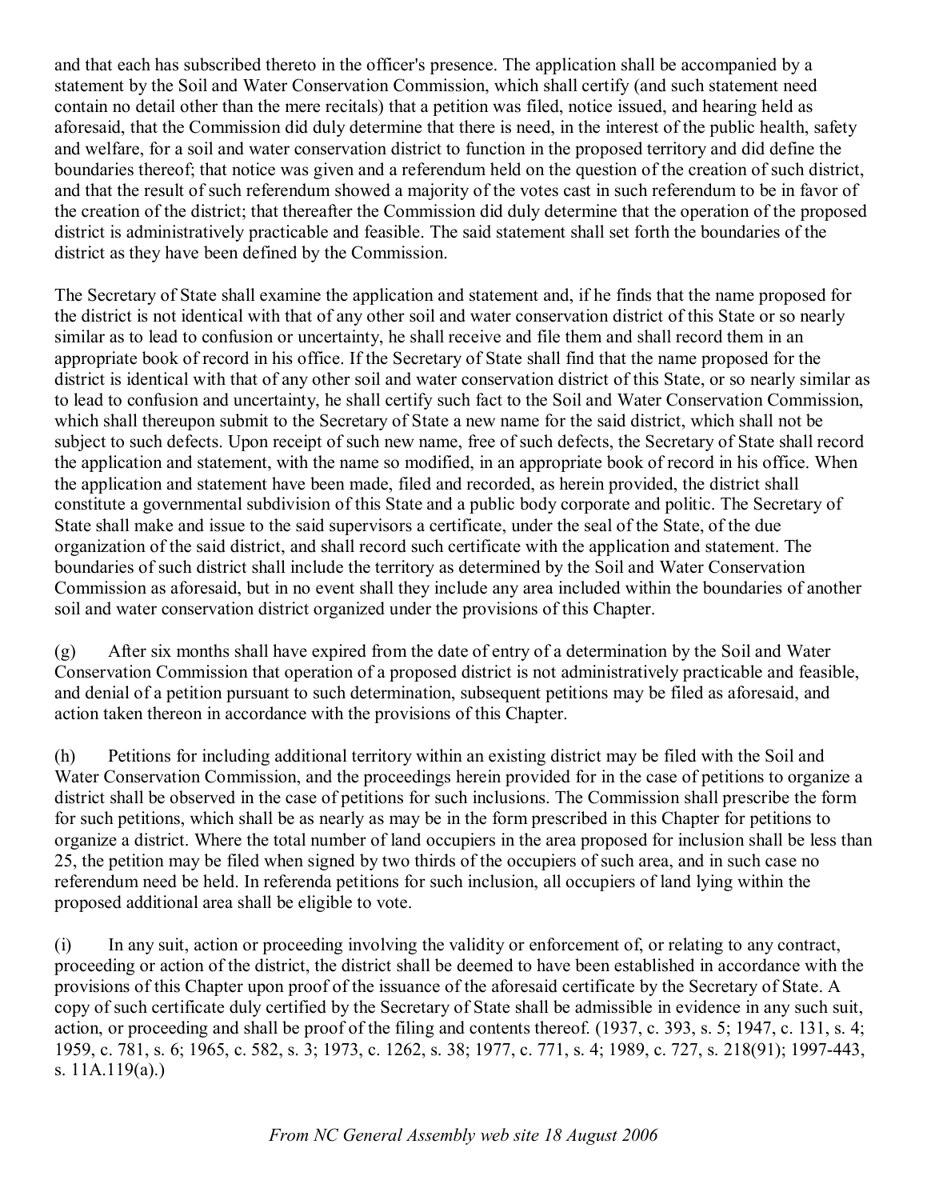and that each has subscribed thereto in the officer's presence. The application shall be accompanied by a statement by the Soil and Water Conservation Commission, which shall certify (and such statement need contain no detail other than the mere recitals) that a petition was filed, notice issued, and hearing held as aforesaid, that the Commission did duly determine that there is need, in the interest of the public health, safety and welfare, for a soil and water conservation district to function in the proposed territory and did define the boundaries thereof; that notice was given and a referendum held on the question of the creation of such district, and that the result of such referendum showed a majority of the votes cast in such referendum to be in favor of the creation of the district; that thereafter the Commission did duly determine that the operation of the proposed district is administratively practicable and feasible. The said statement shall set forth the boundaries of the district as they have been defined by the Commission.

The Secretary of State shall examine the application and statement and, if he finds that the name proposed for the district is not identical with that of any other soil and water conservation district of this State or so nearly similar as to lead to confusion or uncertainty, he shall receive and file them and shall record them in an appropriate book of record in his office. If the Secretary of State shall find that the name proposed for the district is identical with that of any other soil and water conservation district of this State, or so nearly similar as to lead to confusion and uncertainty, he shall certify such fact to the Soil and Water Conservation Commission, which shall thereupon submit to the Secretary of State a new name for the said district, which shall not be subject to such defects. Upon receipt of such new name, free of such defects, the Secretary of State shall record the application and statement, with the name so modified, in an appropriate book of record in his office. When the application and statement have been made, filed and recorded, as herein provided, the district shall constitute a governmental subdivision of this State and a public body corporate and politic. The Secretary of State shall make and issue to the said supervisors a certificate, under the seal of the State, of the due organization of the said district, and shall record such certificate with the application and statement. The boundaries of such district shall include the territory as determined by the Soil and Water Conservation Commission as aforesaid, but in no event shall they include any area included within the boundaries of another soil and water conservation district organized under the provisions of this Chapter.

(g) After six months shall have expired from the date of entry of a determination by the Soil and Water Conservation Commission that operation of a proposed district is not administratively practicable and feasible, and denial of a petition pursuant to such determination, subsequent petitions may be filed as aforesaid, and action taken thereon in accordance with the provisions of this Chapter.

(h) Petitions for including additional territory within an existing district may be filed with the Soil and Water Conservation Commission, and the proceedings herein provided for in the case of petitions to organize a district shall be observed in the case of petitions for such inclusions. The Commission shall prescribe the form for such petitions, which shall be as nearly as may be in the form prescribed in this Chapter for petitions to organize a district. Where the total number of land occupiers in the area proposed for inclusion shall be less than 25, the petition may be filed when signed by two thirds of the occupiers of such area, and in such case no referendum need be held. In referenda petitions for such inclusion, all occupiers of land lying within the proposed additional area shall be eligible to vote.

(i) In any suit, action or proceeding involving the validity or enforcement of, or relating to any contract, proceeding or action of the district, the district shall be deemed to have been established in accordance with the provisions of this Chapter upon proof of the issuance of the aforesaid certificate by the Secretary of State. A copy of such certificate duly certified by the Secretary of State shall be admissible in evidence in any such suit, action, or proceeding and shall be proof of the filing and contents thereof. (1937, c. 393, s. 5; 1947, c. 131, s. 4; 1959, c. 781, s. 6; 1965, c. 582, s. 3; 1973, c. 1262, s. 38; 1977, c. 771, s. 4; 1989, c. 727, s. 218(91); 1997-443, s. 11A.119(a).)

*From NC General Assembly web site 18 August 2006*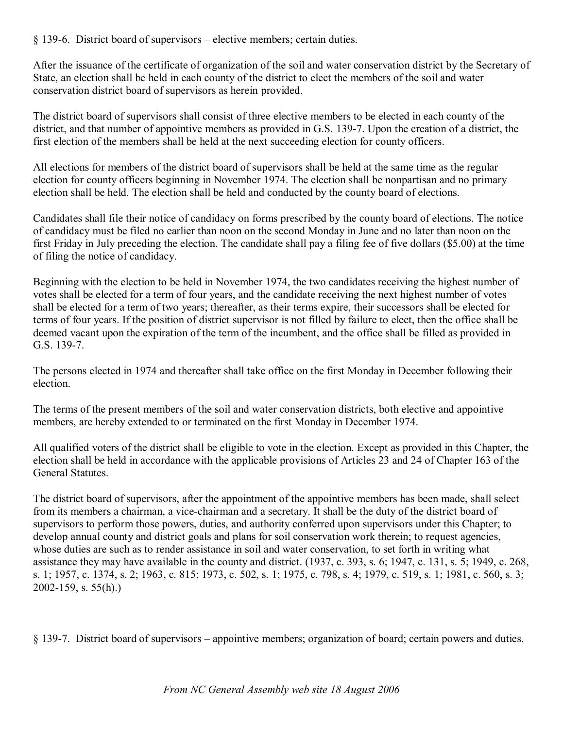§ 139-6. District board of supervisors – elective members; certain duties.

After the issuance of the certificate of organization of the soil and water conservation district by the Secretary of State, an election shall be held in each county of the district to elect the members of the soil and water conservation district board of supervisors as herein provided.

The district board of supervisors shall consist of three elective members to be elected in each county of the district, and that number of appointive members as provided in G.S. 139-7. Upon the creation of a district, the first election of the members shall be held at the next succeeding election for county officers.

All elections for members of the district board of supervisors shall be held at the same time as the regular election for county officers beginning in November 1974. The election shall be nonpartisan and no primary election shall be held. The election shall be held and conducted by the county board of elections.

Candidates shall file their notice of candidacy on forms prescribed by the county board of elections. The notice of candidacy must be filed no earlier than noon on the second Monday in June and no later than noon on the first Friday in July preceding the election. The candidate shall pay a filing fee of five dollars ($5.00) at the time of filing the notice of candidacy.

Beginning with the election to be held in November 1974, the two candidates receiving the highest number of votes shall be elected for a term of four years, and the candidate receiving the next highest number of votes shall be elected for a term of two years; thereafter, as their terms expire, their successors shall be elected for terms of four years. If the position of district supervisor is not filled by failure to elect, then the office shall be deemed vacant upon the expiration of the term of the incumbent, and the office shall be filled as provided in G.S. 139-7.

The persons elected in 1974 and thereafter shall take office on the first Monday in December following their election.

The terms of the present members of the soil and water conservation districts, both elective and appointive members, are hereby extended to or terminated on the first Monday in December 1974.

All qualified voters of the district shall be eligible to vote in the election. Except as provided in this Chapter, the election shall be held in accordance with the applicable provisions of Articles 23 and 24 of Chapter 163 of the General Statutes.

The district board of supervisors, after the appointment of the appointive members has been made, shall select from its members a chairman, a vice-chairman and a secretary. It shall be the duty of the district board of supervisors to perform those powers, duties, and authority conferred upon supervisors under this Chapter; to develop annual county and district goals and plans for soil conservation work therein; to request agencies, whose duties are such as to render assistance in soil and water conservation, to set forth in writing what assistance they may have available in the county and district. (1937, c. 393, s. 6; 1947, c. 131, s. 5; 1949, c. 268, s. 1; 1957, c. 1374, s. 2; 1963, c. 815; 1973, c. 502, s. 1; 1975, c. 798, s. 4; 1979, c. 519, s. 1; 1981, c. 560, s. 3; 2002-159, s. 55(h).)

§ 139-7. District board of supervisors – appointive members; organization of board; certain powers and duties.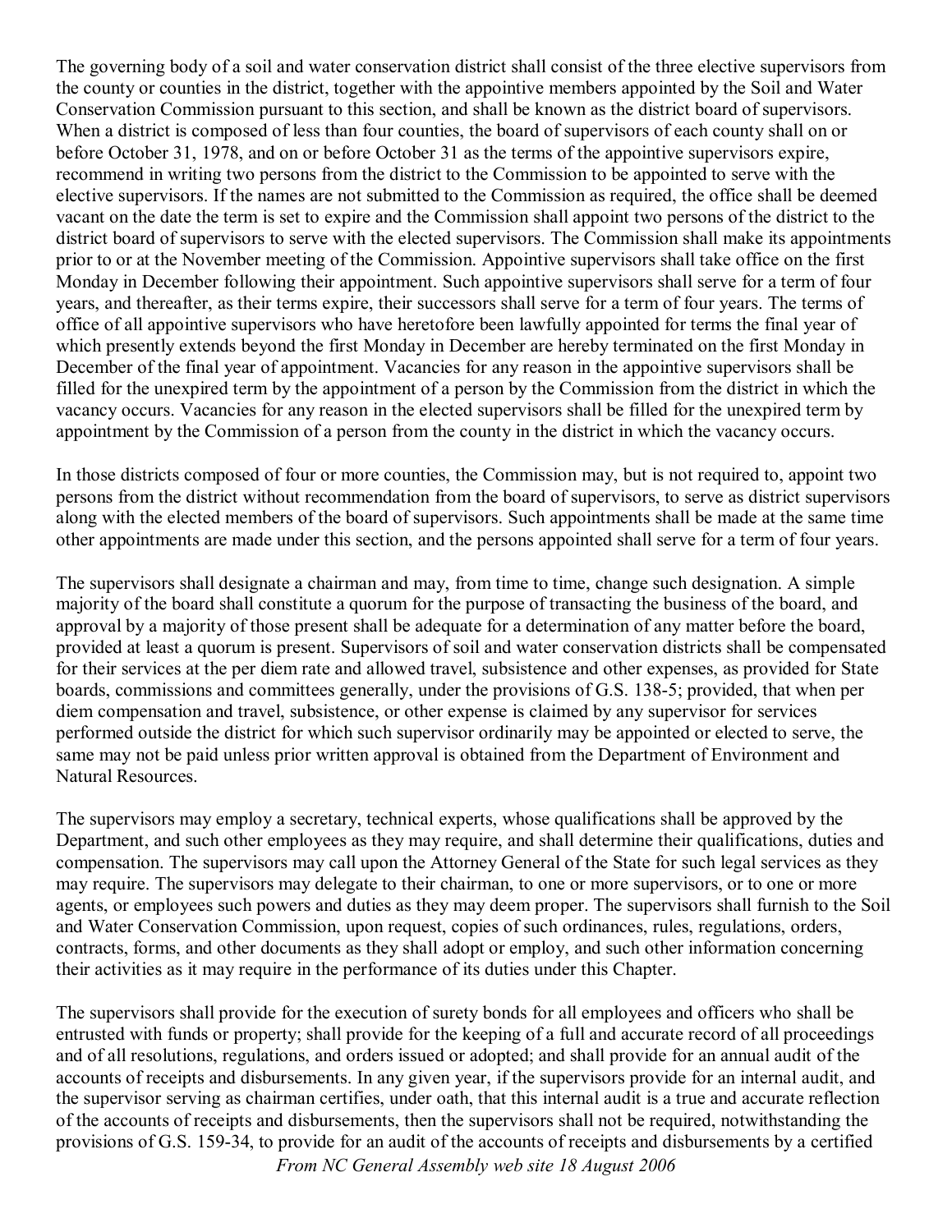The governing body of a soil and water conservation district shall consist of the three elective supervisors from the county or counties in the district, together with the appointive members appointed by the Soil and Water Conservation Commission pursuant to this section, and shall be known as the district board of supervisors. When a district is composed of less than four counties, the board of supervisors of each county shall on or before October 31, 1978, and on or before October 31 as the terms of the appointive supervisors expire, recommend in writing two persons from the district to the Commission to be appointed to serve with the elective supervisors. If the names are not submitted to the Commission as required, the office shall be deemed vacant on the date the term is set to expire and the Commission shall appoint two persons of the district to the district board of supervisors to serve with the elected supervisors. The Commission shall make its appointments prior to or at the November meeting of the Commission. Appointive supervisors shall take office on the first Monday in December following their appointment. Such appointive supervisors shall serve for a term of four years, and thereafter, as their terms expire, their successors shall serve for a term of four years. The terms of office of all appointive supervisors who have heretofore been lawfully appointed for terms the final year of which presently extends beyond the first Monday in December are hereby terminated on the first Monday in December of the final year of appointment. Vacancies for any reason in the appointive supervisors shall be filled for the unexpired term by the appointment of a person by the Commission from the district in which the vacancy occurs. Vacancies for any reason in the elected supervisors shall be filled for the unexpired term by appointment by the Commission of a person from the county in the district in which the vacancy occurs.

In those districts composed of four or more counties, the Commission may, but is not required to, appoint two persons from the district without recommendation from the board of supervisors, to serve as district supervisors along with the elected members of the board of supervisors. Such appointments shall be made at the same time other appointments are made under this section, and the persons appointed shall serve for a term of four years.

The supervisors shall designate a chairman and may, from time to time, change such designation. A simple majority of the board shall constitute a quorum for the purpose of transacting the business of the board, and approval by a majority of those present shall be adequate for a determination of any matter before the board, provided at least a quorum is present. Supervisors of soil and water conservation districts shall be compensated for their services at the per diem rate and allowed travel, subsistence and other expenses, as provided for State boards, commissions and committees generally, under the provisions of G.S. 138-5; provided, that when per diem compensation and travel, subsistence, or other expense is claimed by any supervisor for services performed outside the district for which such supervisor ordinarily may be appointed or elected to serve, the same may not be paid unless prior written approval is obtained from the Department of Environment and Natural Resources.

The supervisors may employ a secretary, technical experts, whose qualifications shall be approved by the Department, and such other employees as they may require, and shall determine their qualifications, duties and compensation. The supervisors may call upon the Attorney General of the State for such legal services as they may require. The supervisors may delegate to their chairman, to one or more supervisors, or to one or more agents, or employees such powers and duties as they may deem proper. The supervisors shall furnish to the Soil and Water Conservation Commission, upon request, copies of such ordinances, rules, regulations, orders, contracts, forms, and other documents as they shall adopt or employ, and such other information concerning their activities as it may require in the performance of its duties under this Chapter.

The supervisors shall provide for the execution of surety bonds for all employees and officers who shall be entrusted with funds or property; shall provide for the keeping of a full and accurate record of all proceedings and of all resolutions, regulations, and orders issued or adopted; and shall provide for an annual audit of the accounts of receipts and disbursements. In any given year, if the supervisors provide for an internal audit, and the supervisor serving as chairman certifies, under oath, that this internal audit is a true and accurate reflection of the accounts of receipts and disbursements, then the supervisors shall not be required, notwithstanding the provisions of G.S. 159-34, to provide for an audit of the accounts of receipts and disbursements by a certified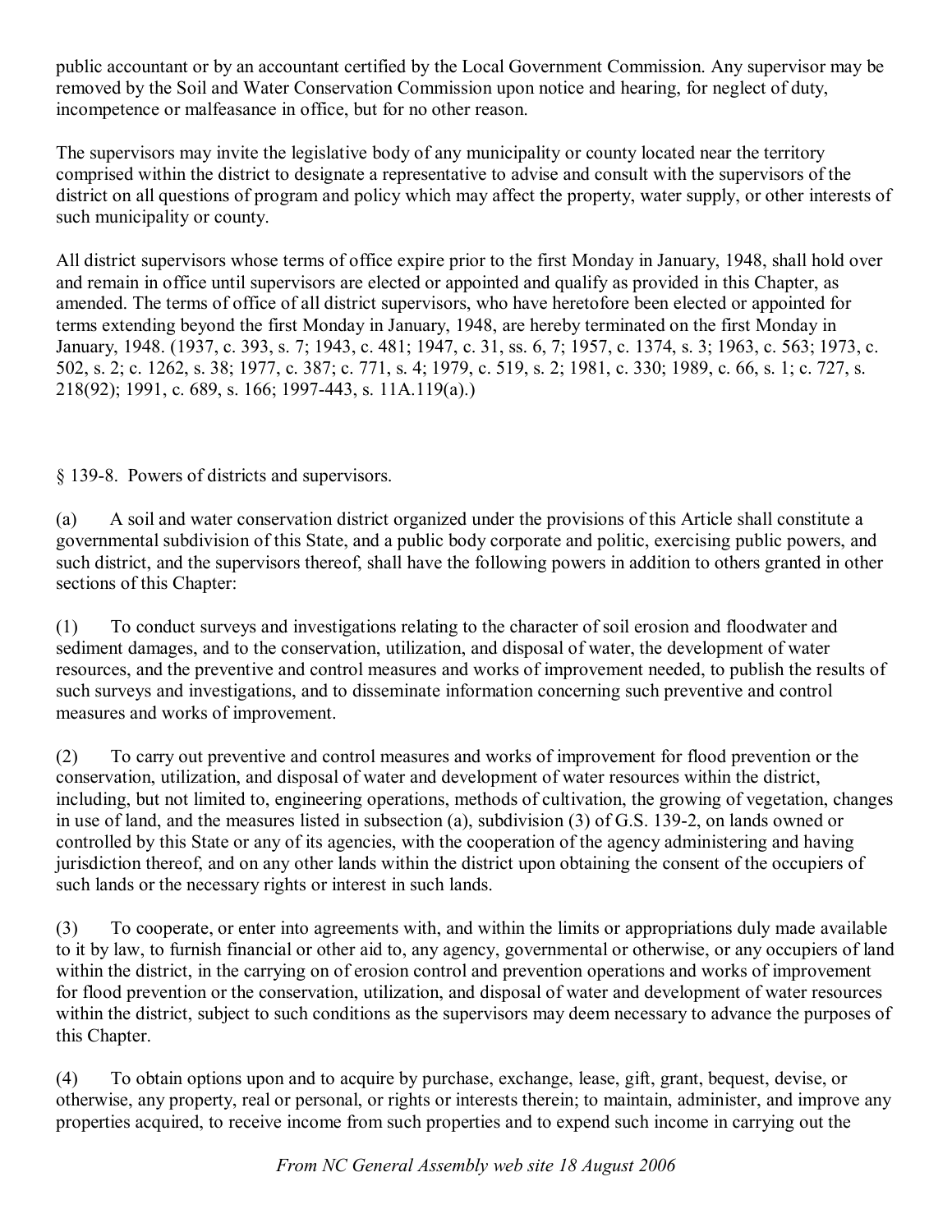public accountant or by an accountant certified by the Local Government Commission. Any supervisor may be removed by the Soil and Water Conservation Commission upon notice and hearing, for neglect of duty, incompetence or malfeasance in office, but for no other reason.

The supervisors may invite the legislative body of any municipality or county located near the territory comprised within the district to designate a representative to advise and consult with the supervisors of the district on all questions of program and policy which may affect the property, water supply, or other interests of such municipality or county.

All district supervisors whose terms of office expire prior to the first Monday in January, 1948, shall hold over and remain in office until supervisors are elected or appointed and qualify as provided in this Chapter, as amended. The terms of office of all district supervisors, who have heretofore been elected or appointed for terms extending beyond the first Monday in January, 1948, are hereby terminated on the first Monday in January, 1948. (1937, c. 393, s. 7; 1943, c. 481; 1947, c. 31, ss. 6, 7; 1957, c. 1374, s. 3; 1963, c. 563; 1973, c. 502, s. 2; c. 1262, s. 38; 1977, c. 387; c. 771, s. 4; 1979, c. 519, s. 2; 1981, c. 330; 1989, c. 66, s. 1; c. 727, s. 218(92); 1991, c. 689, s. 166; 1997-443, s. 11A.119(a).)

§ 139-8. Powers of districts and supervisors.

(a) A soil and water conservation district organized under the provisions of this Article shall constitute a governmental subdivision of this State, and a public body corporate and politic, exercising public powers, and such district, and the supervisors thereof, shall have the following powers in addition to others granted in other sections of this Chapter:

(1) To conduct surveys and investigations relating to the character of soil erosion and floodwater and sediment damages, and to the conservation, utilization, and disposal of water, the development of water resources, and the preventive and control measures and works of improvement needed, to publish the results of such surveys and investigations, and to disseminate information concerning such preventive and control measures and works of improvement.

(2) To carry out preventive and control measures and works of improvement for flood prevention or the conservation, utilization, and disposal of water and development of water resources within the district, including, but not limited to, engineering operations, methods of cultivation, the growing of vegetation, changes in use of land, and the measures listed in subsection (a), subdivision (3) of G.S. 139-2, on lands owned or controlled by this State or any of its agencies, with the cooperation of the agency administering and having jurisdiction thereof, and on any other lands within the district upon obtaining the consent of the occupiers of such lands or the necessary rights or interest in such lands.

(3) To cooperate, or enter into agreements with, and within the limits or appropriations duly made available to it by law, to furnish financial or other aid to, any agency, governmental or otherwise, or any occupiers of land within the district, in the carrying on of erosion control and prevention operations and works of improvement for flood prevention or the conservation, utilization, and disposal of water and development of water resources within the district, subject to such conditions as the supervisors may deem necessary to advance the purposes of this Chapter.

(4) To obtain options upon and to acquire by purchase, exchange, lease, gift, grant, bequest, devise, or otherwise, any property, real or personal, or rights or interests therein; to maintain, administer, and improve any properties acquired, to receive income from such properties and to expend such income in carrying out the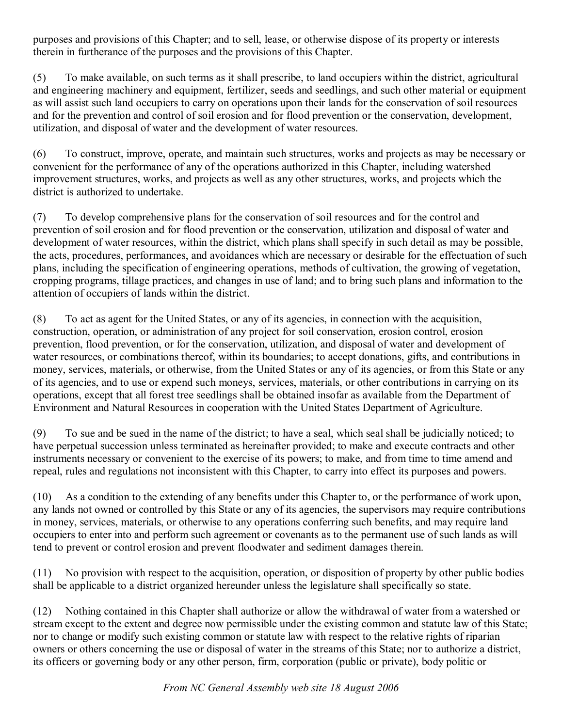purposes and provisions of this Chapter; and to sell, lease, or otherwise dispose of its property or interests therein in furtherance of the purposes and the provisions of this Chapter.

(5) To make available, on such terms as it shall prescribe, to land occupiers within the district, agricultural and engineering machinery and equipment, fertilizer, seeds and seedlings, and such other material or equipment as will assist such land occupiers to carry on operations upon their lands for the conservation of soil resources and for the prevention and control of soil erosion and for flood prevention or the conservation, development, utilization, and disposal of water and the development of water resources.

(6) To construct, improve, operate, and maintain such structures, works and projects as may be necessary or convenient for the performance of any of the operations authorized in this Chapter, including watershed improvement structures, works, and projects as well as any other structures, works, and projects which the district is authorized to undertake.

(7) To develop comprehensive plans for the conservation of soil resources and for the control and prevention of soil erosion and for flood prevention or the conservation, utilization and disposal of water and development of water resources, within the district, which plans shall specify in such detail as may be possible, the acts, procedures, performances, and avoidances which are necessary or desirable for the effectuation of such plans, including the specification of engineering operations, methods of cultivation, the growing of vegetation, cropping programs, tillage practices, and changes in use of land; and to bring such plans and information to the attention of occupiers of lands within the district.

(8) To act as agent for the United States, or any of its agencies, in connection with the acquisition, construction, operation, or administration of any project for soil conservation, erosion control, erosion prevention, flood prevention, or for the conservation, utilization, and disposal of water and development of water resources, or combinations thereof, within its boundaries; to accept donations, gifts, and contributions in money, services, materials, or otherwise, from the United States or any of its agencies, or from this State or any of its agencies, and to use or expend such moneys, services, materials, or other contributions in carrying on its operations, except that all forest tree seedlings shall be obtained insofar as available from the Department of Environment and Natural Resources in cooperation with the United States Department of Agriculture.

(9) To sue and be sued in the name of the district; to have a seal, which seal shall be judicially noticed; to have perpetual succession unless terminated as hereinafter provided; to make and execute contracts and other instruments necessary or convenient to the exercise of its powers; to make, and from time to time amend and repeal, rules and regulations not inconsistent with this Chapter, to carry into effect its purposes and powers.

(10) As a condition to the extending of any benefits under this Chapter to, or the performance of work upon, any lands not owned or controlled by this State or any of its agencies, the supervisors may require contributions in money, services, materials, or otherwise to any operations conferring such benefits, and may require land occupiers to enter into and perform such agreement or covenants as to the permanent use of such lands as will tend to prevent or control erosion and prevent floodwater and sediment damages therein.

(11) No provision with respect to the acquisition, operation, or disposition of property by other public bodies shall be applicable to a district organized hereunder unless the legislature shall specifically so state.

(12) Nothing contained in this Chapter shall authorize or allow the withdrawal of water from a watershed or stream except to the extent and degree now permissible under the existing common and statute law of this State; nor to change or modify such existing common or statute law with respect to the relative rights of riparian owners or others concerning the use or disposal of water in the streams of this State; nor to authorize a district, its officers or governing body or any other person, firm, corporation (public or private), body politic or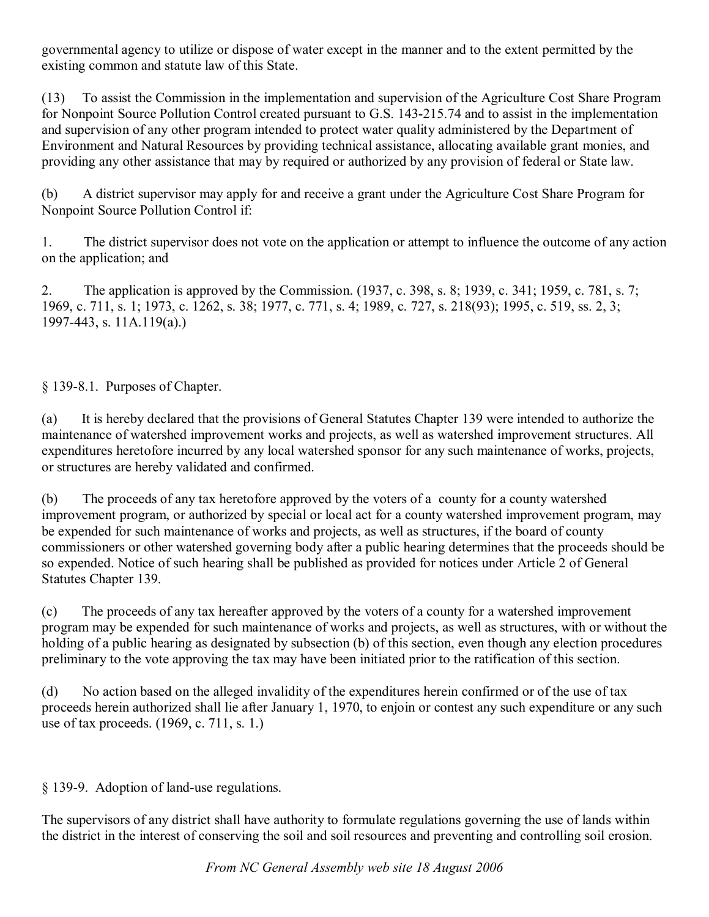governmental agency to utilize or dispose of water except in the manner and to the extent permitted by the existing common and statute law of this State.

(13) To assist the Commission in the implementation and supervision of the Agriculture Cost Share Program for Nonpoint Source Pollution Control created pursuant to G.S. 143-215.74 and to assist in the implementation and supervision of any other program intended to protect water quality administered by the Department of Environment and Natural Resources by providing technical assistance, allocating available grant monies, and providing any other assistance that may by required or authorized by any provision of federal or State law.

(b) A district supervisor may apply for and receive a grant under the Agriculture Cost Share Program for Nonpoint Source Pollution Control if:

1. The district supervisor does not vote on the application or attempt to influence the outcome of any action on the application; and

2. The application is approved by the Commission. (1937, c. 398, s. 8; 1939, c. 341; 1959, c. 781, s. 7; 1969, c. 711, s. 1; 1973, c. 1262, s. 38; 1977, c. 771, s. 4; 1989, c. 727, s. 218(93); 1995, c. 519, ss. 2, 3; 1997-443, s. 11A.119(a).)

§ 139-8.1. Purposes of Chapter.

(a) It is hereby declared that the provisions of General Statutes Chapter 139 were intended to authorize the maintenance of watershed improvement works and projects, as well as watershed improvement structures. All expenditures heretofore incurred by any local watershed sponsor for any such maintenance of works, projects, or structures are hereby validated and confirmed.

(b) The proceeds of any tax heretofore approved by the voters of a county for a county watershed improvement program, or authorized by special or local act for a county watershed improvement program, may be expended for such maintenance of works and projects, as well as structures, if the board of county commissioners or other watershed governing body after a public hearing determines that the proceeds should be so expended. Notice of such hearing shall be published as provided for notices under Article 2 of General Statutes Chapter 139.

(c) The proceeds of any tax hereafter approved by the voters of a county for a watershed improvement program may be expended for such maintenance of works and projects, as well as structures, with or without the holding of a public hearing as designated by subsection (b) of this section, even though any election procedures preliminary to the vote approving the tax may have been initiated prior to the ratification of this section.

(d) No action based on the alleged invalidity of the expenditures herein confirmed or of the use of tax proceeds herein authorized shall lie after January 1, 1970, to enjoin or contest any such expenditure or any such use of tax proceeds. (1969, c. 711, s. 1.)

§ 139-9. Adoption of land-use regulations.

The supervisors of any district shall have authority to formulate regulations governing the use of lands within the district in the interest of conserving the soil and soil resources and preventing and controlling soil erosion.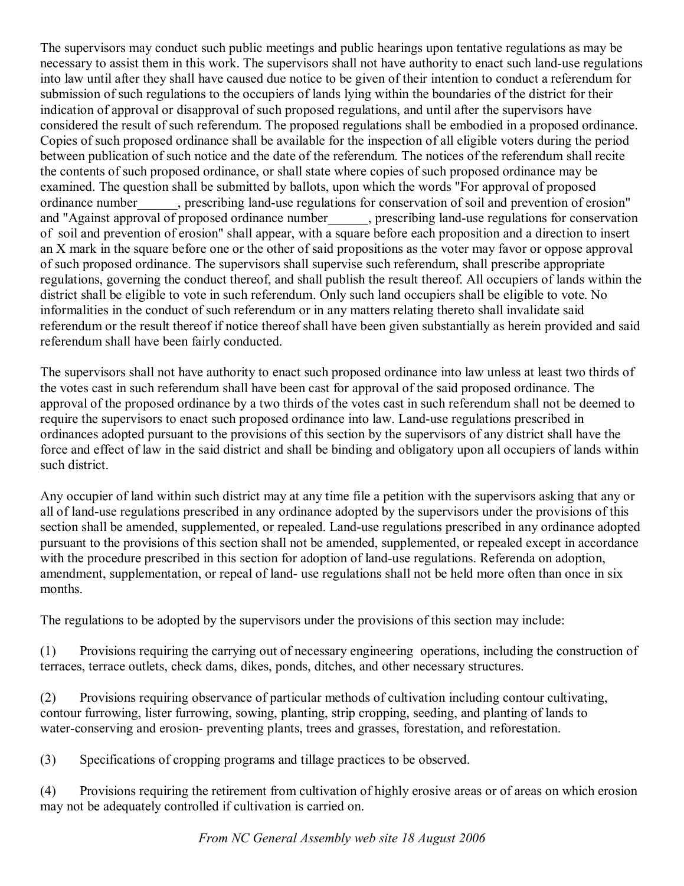The supervisors may conduct such public meetings and public hearings upon tentative regulations as may be necessary to assist them in this work. The supervisors shall not have authority to enact such land-use regulations into law until after they shall have caused due notice to be given of their intention to conduct a referendum for submission of such regulations to the occupiers of lands lying within the boundaries of the district for their indication of approval or disapproval of such proposed regulations, and until after the supervisors have considered the result of such referendum. The proposed regulations shall be embodied in a proposed ordinance. Copies of such proposed ordinance shall be available for the inspection of all eligible voters during the period between publication of such notice and the date of the referendum. The notices of the referendum shall recite the contents of such proposed ordinance, or shall state where copies of such proposed ordinance may be examined. The question shall be submitted by ballots, upon which the words "For approval of proposed ordinance number______, prescribing land-use regulations for conservation of soil and prevention of erosion" and "Against approval of proposed ordinance number______, prescribing land-use regulations for conservation of soil and prevention of erosion" shall appear, with a square before each proposition and a direction to insert an X mark in the square before one or the other of said propositions as the voter may favor or oppose approval of such proposed ordinance. The supervisors shall supervise such referendum, shall prescribe appropriate regulations, governing the conduct thereof, and shall publish the result thereof. All occupiers of lands within the district shall be eligible to vote in such referendum. Only such land occupiers shall be eligible to vote. No informalities in the conduct of such referendum or in any matters relating thereto shall invalidate said referendum or the result thereof if notice thereof shall have been given substantially as herein provided and said referendum shall have been fairly conducted.

The supervisors shall not have authority to enact such proposed ordinance into law unless at least two thirds of the votes cast in such referendum shall have been cast for approval of the said proposed ordinance. The approval of the proposed ordinance by a two thirds of the votes cast in such referendum shall not be deemed to require the supervisors to enact such proposed ordinance into law. Land-use regulations prescribed in ordinances adopted pursuant to the provisions of this section by the supervisors of any district shall have the force and effect of law in the said district and shall be binding and obligatory upon all occupiers of lands within such district.

Any occupier of land within such district may at any time file a petition with the supervisors asking that any or all of land-use regulations prescribed in any ordinance adopted by the supervisors under the provisions of this section shall be amended, supplemented, or repealed. Land-use regulations prescribed in any ordinance adopted pursuant to the provisions of this section shall not be amended, supplemented, or repealed except in accordance with the procedure prescribed in this section for adoption of land-use regulations. Referenda on adoption, amendment, supplementation, or repeal of land- use regulations shall not be held more often than once in six months.

The regulations to be adopted by the supervisors under the provisions of this section may include:

(1) Provisions requiring the carrying out of necessary engineering operations, including the construction of terraces, terrace outlets, check dams, dikes, ponds, ditches, and other necessary structures.

(2) Provisions requiring observance of particular methods of cultivation including contour cultivating, contour furrowing, lister furrowing, sowing, planting, strip cropping, seeding, and planting of lands to water-conserving and erosion- preventing plants, trees and grasses, forestation, and reforestation.

(3) Specifications of cropping programs and tillage practices to be observed.

(4) Provisions requiring the retirement from cultivation of highly erosive areas or of areas on which erosion may not be adequately controlled if cultivation is carried on.

*From NC General Assembly web site 18 August 2006*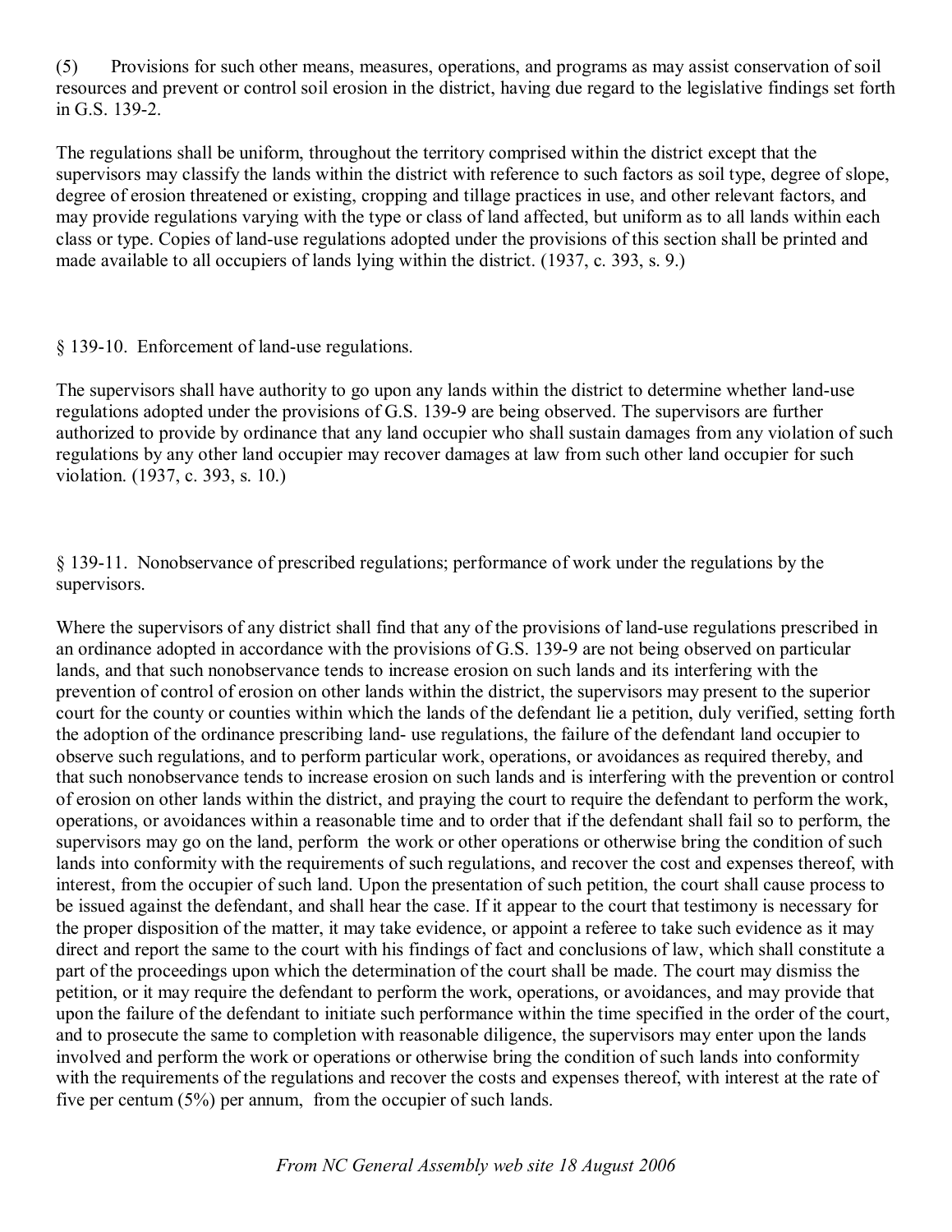(5) Provisions for such other means, measures, operations, and programs as may assist conservation of soil resources and prevent or control soil erosion in the district, having due regard to the legislative findings set forth in G.S. 139-2.

The regulations shall be uniform, throughout the territory comprised within the district except that the supervisors may classify the lands within the district with reference to such factors as soil type, degree of slope, degree of erosion threatened or existing, cropping and tillage practices in use, and other relevant factors, and may provide regulations varying with the type or class of land affected, but uniform as to all lands within each class or type. Copies of land-use regulations adopted under the provisions of this section shall be printed and made available to all occupiers of lands lying within the district. (1937, c. 393, s. 9.)

§ 139-10. Enforcement of land-use regulations.

The supervisors shall have authority to go upon any lands within the district to determine whether land-use regulations adopted under the provisions of G.S. 139-9 are being observed. The supervisors are further authorized to provide by ordinance that any land occupier who shall sustain damages from any violation of such regulations by any other land occupier may recover damages at law from such other land occupier for such violation. (1937, c. 393, s. 10.)

§ 139-11. Nonobservance of prescribed regulations; performance of work under the regulations by the supervisors.

Where the supervisors of any district shall find that any of the provisions of land-use regulations prescribed in an ordinance adopted in accordance with the provisions of G.S. 139-9 are not being observed on particular lands, and that such nonobservance tends to increase erosion on such lands and its interfering with the prevention of control of erosion on other lands within the district, the supervisors may present to the superior court for the county or counties within which the lands of the defendant lie a petition, duly verified, setting forth the adoption of the ordinance prescribing land- use regulations, the failure of the defendant land occupier to observe such regulations, and to perform particular work, operations, or avoidances as required thereby, and that such nonobservance tends to increase erosion on such lands and is interfering with the prevention or control of erosion on other lands within the district, and praying the court to require the defendant to perform the work, operations, or avoidances within a reasonable time and to order that if the defendant shall fail so to perform, the supervisors may go on the land, perform the work or other operations or otherwise bring the condition of such lands into conformity with the requirements of such regulations, and recover the cost and expenses thereof, with interest, from the occupier of such land. Upon the presentation of such petition, the court shall cause process to be issued against the defendant, and shall hear the case. If it appear to the court that testimony is necessary for the proper disposition of the matter, it may take evidence, or appoint a referee to take such evidence as it may direct and report the same to the court with his findings of fact and conclusions of law, which shall constitute a part of the proceedings upon which the determination of the court shall be made. The court may dismiss the petition, or it may require the defendant to perform the work, operations, or avoidances, and may provide that upon the failure of the defendant to initiate such performance within the time specified in the order of the court, and to prosecute the same to completion with reasonable diligence, the supervisors may enter upon the lands involved and perform the work or operations or otherwise bring the condition of such lands into conformity with the requirements of the regulations and recover the costs and expenses thereof, with interest at the rate of five per centum (5%) per annum, from the occupier of such lands.

*From NC General Assembly web site 18 August 2006*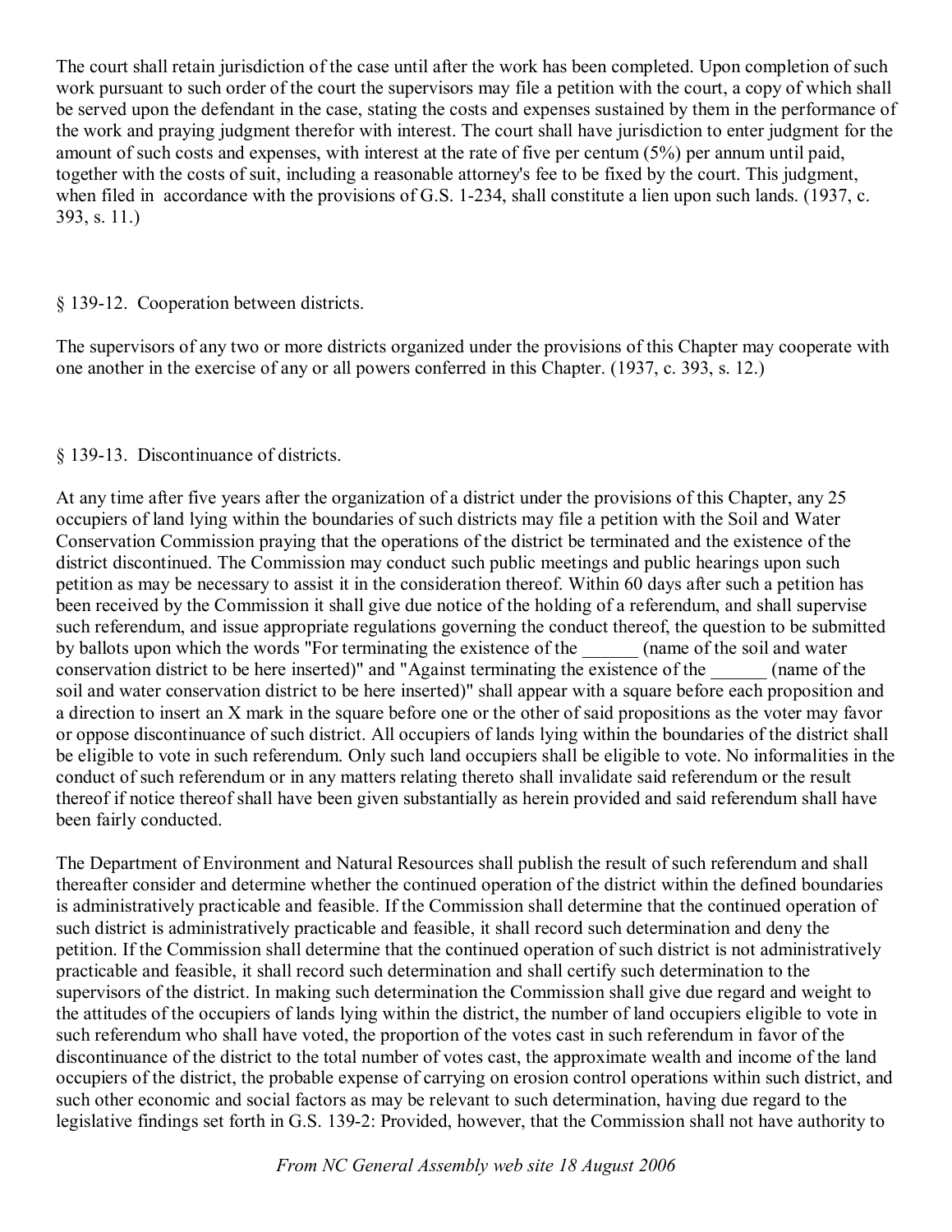The court shall retain jurisdiction of the case until after the work has been completed. Upon completion of such work pursuant to such order of the court the supervisors may file a petition with the court, a copy of which shall be served upon the defendant in the case, stating the costs and expenses sustained by them in the performance of the work and praying judgment therefor with interest. The court shall have jurisdiction to enter judgment for the amount of such costs and expenses, with interest at the rate of five per centum (5%) per annum until paid, together with the costs of suit, including a reasonable attorney's fee to be fixed by the court. This judgment, when filed in accordance with the provisions of G.S. 1-234, shall constitute a lien upon such lands. (1937, c. 393, s. 11.)

§ 139-12. Cooperation between districts.

The supervisors of any two or more districts organized under the provisions of this Chapter may cooperate with one another in the exercise of any or all powers conferred in this Chapter. (1937, c. 393, s. 12.)

§ 139-13. Discontinuance of districts.

At any time after five years after the organization of a district under the provisions of this Chapter, any 25 occupiers of land lying within the boundaries of such districts may file a petition with the Soil and Water Conservation Commission praying that the operations of the district be terminated and the existence of the district discontinued. The Commission may conduct such public meetings and public hearings upon such petition as may be necessary to assist it in the consideration thereof. Within 60 days after such a petition has been received by the Commission it shall give due notice of the holding of a referendum, and shall supervise such referendum, and issue appropriate regulations governing the conduct thereof, the question to be submitted by ballots upon which the words "For terminating the existence of the ______ (name of the soil and water conservation district to be here inserted)" and "Against terminating the existence of the ______ (name of the soil and water conservation district to be here inserted)" shall appear with a square before each proposition and a direction to insert an X mark in the square before one or the other of said propositions as the voter may favor or oppose discontinuance of such district. All occupiers of lands lying within the boundaries of the district shall be eligible to vote in such referendum. Only such land occupiers shall be eligible to vote. No informalities in the conduct of such referendum or in any matters relating thereto shall invalidate said referendum or the result thereof if notice thereof shall have been given substantially as herein provided and said referendum shall have been fairly conducted.

The Department of Environment and Natural Resources shall publish the result of such referendum and shall thereafter consider and determine whether the continued operation of the district within the defined boundaries is administratively practicable and feasible. If the Commission shall determine that the continued operation of such district is administratively practicable and feasible, it shall record such determination and deny the petition. If the Commission shall determine that the continued operation of such district is not administratively practicable and feasible, it shall record such determination and shall certify such determination to the supervisors of the district. In making such determination the Commission shall give due regard and weight to the attitudes of the occupiers of lands lying within the district, the number of land occupiers eligible to vote in such referendum who shall have voted, the proportion of the votes cast in such referendum in favor of the discontinuance of the district to the total number of votes cast, the approximate wealth and income of the land occupiers of the district, the probable expense of carrying on erosion control operations within such district, and such other economic and social factors as may be relevant to such determination, having due regard to the legislative findings set forth in G.S. 139-2: Provided, however, that the Commission shall not have authority to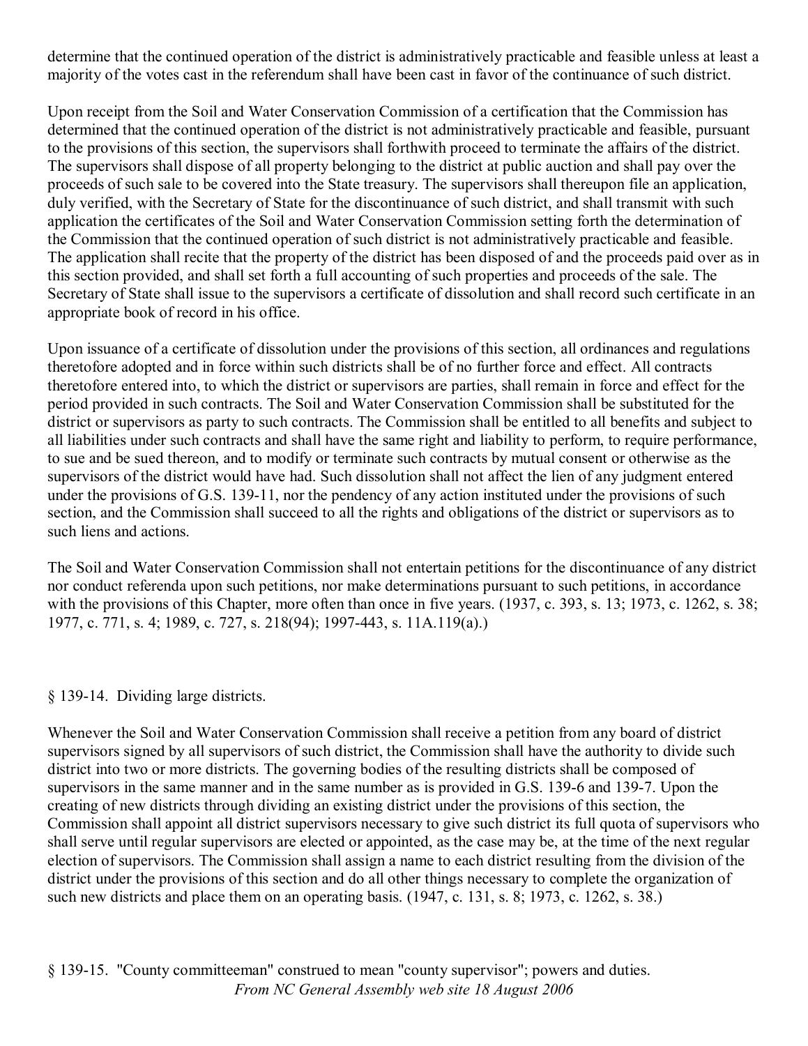determine that the continued operation of the district is administratively practicable and feasible unless at least a majority of the votes cast in the referendum shall have been cast in favor of the continuance of such district.

Upon receipt from the Soil and Water Conservation Commission of a certification that the Commission has determined that the continued operation of the district is not administratively practicable and feasible, pursuant to the provisions of this section, the supervisors shall forthwith proceed to terminate the affairs of the district. The supervisors shall dispose of all property belonging to the district at public auction and shall pay over the proceeds of such sale to be covered into the State treasury. The supervisors shall thereupon file an application, duly verified, with the Secretary of State for the discontinuance of such district, and shall transmit with such application the certificates of the Soil and Water Conservation Commission setting forth the determination of the Commission that the continued operation of such district is not administratively practicable and feasible. The application shall recite that the property of the district has been disposed of and the proceeds paid over as in this section provided, and shall set forth a full accounting of such properties and proceeds of the sale. The Secretary of State shall issue to the supervisors a certificate of dissolution and shall record such certificate in an appropriate book of record in his office.

Upon issuance of a certificate of dissolution under the provisions of this section, all ordinances and regulations theretofore adopted and in force within such districts shall be of no further force and effect. All contracts theretofore entered into, to which the district or supervisors are parties, shall remain in force and effect for the period provided in such contracts. The Soil and Water Conservation Commission shall be substituted for the district or supervisors as party to such contracts. The Commission shall be entitled to all benefits and subject to all liabilities under such contracts and shall have the same right and liability to perform, to require performance, to sue and be sued thereon, and to modify or terminate such contracts by mutual consent or otherwise as the supervisors of the district would have had. Such dissolution shall not affect the lien of any judgment entered under the provisions of G.S. 139-11, nor the pendency of any action instituted under the provisions of such section, and the Commission shall succeed to all the rights and obligations of the district or supervisors as to such liens and actions.

The Soil and Water Conservation Commission shall not entertain petitions for the discontinuance of any district nor conduct referenda upon such petitions, nor make determinations pursuant to such petitions, in accordance with the provisions of this Chapter, more often than once in five years. (1937, c. 393, s. 13; 1973, c. 1262, s. 38; 1977, c. 771, s. 4; 1989, c. 727, s. 218(94); 1997-443, s. 11A.119(a).)

## § 139-14. Dividing large districts.

Whenever the Soil and Water Conservation Commission shall receive a petition from any board of district supervisors signed by all supervisors of such district, the Commission shall have the authority to divide such district into two or more districts. The governing bodies of the resulting districts shall be composed of supervisors in the same manner and in the same number as is provided in G.S. 139-6 and 139-7. Upon the creating of new districts through dividing an existing district under the provisions of this section, the Commission shall appoint all district supervisors necessary to give such district its full quota of supervisors who shall serve until regular supervisors are elected or appointed, as the case may be, at the time of the next regular election of supervisors. The Commission shall assign a name to each district resulting from the division of the district under the provisions of this section and do all other things necessary to complete the organization of such new districts and place them on an operating basis. (1947, c. 131, s. 8; 1973, c. 1262, s. 38.)

## § 139-15. "County committeeman" construed to mean "county supervisor"; powers and duties.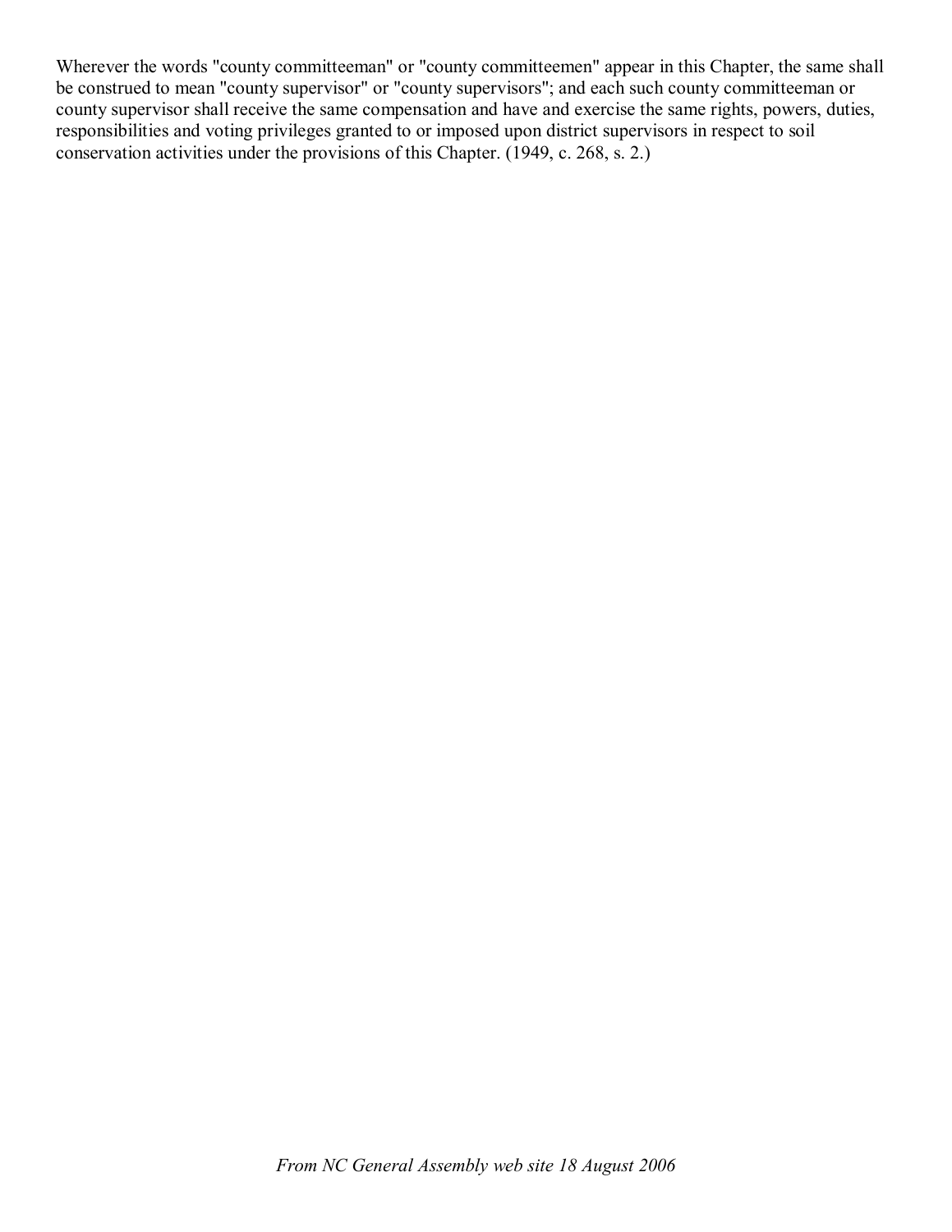Wherever the words "county committeeman" or "county committeemen" appear in this Chapter, the same shall be construed to mean "county supervisor" or "county supervisors"; and each such county committeeman or county supervisor shall receive the same compensation and have and exercise the same rights, powers, duties, responsibilities and voting privileges granted to or imposed upon district supervisors in respect to soil conservation activities under the provisions of this Chapter. (1949, c. 268, s. 2.)